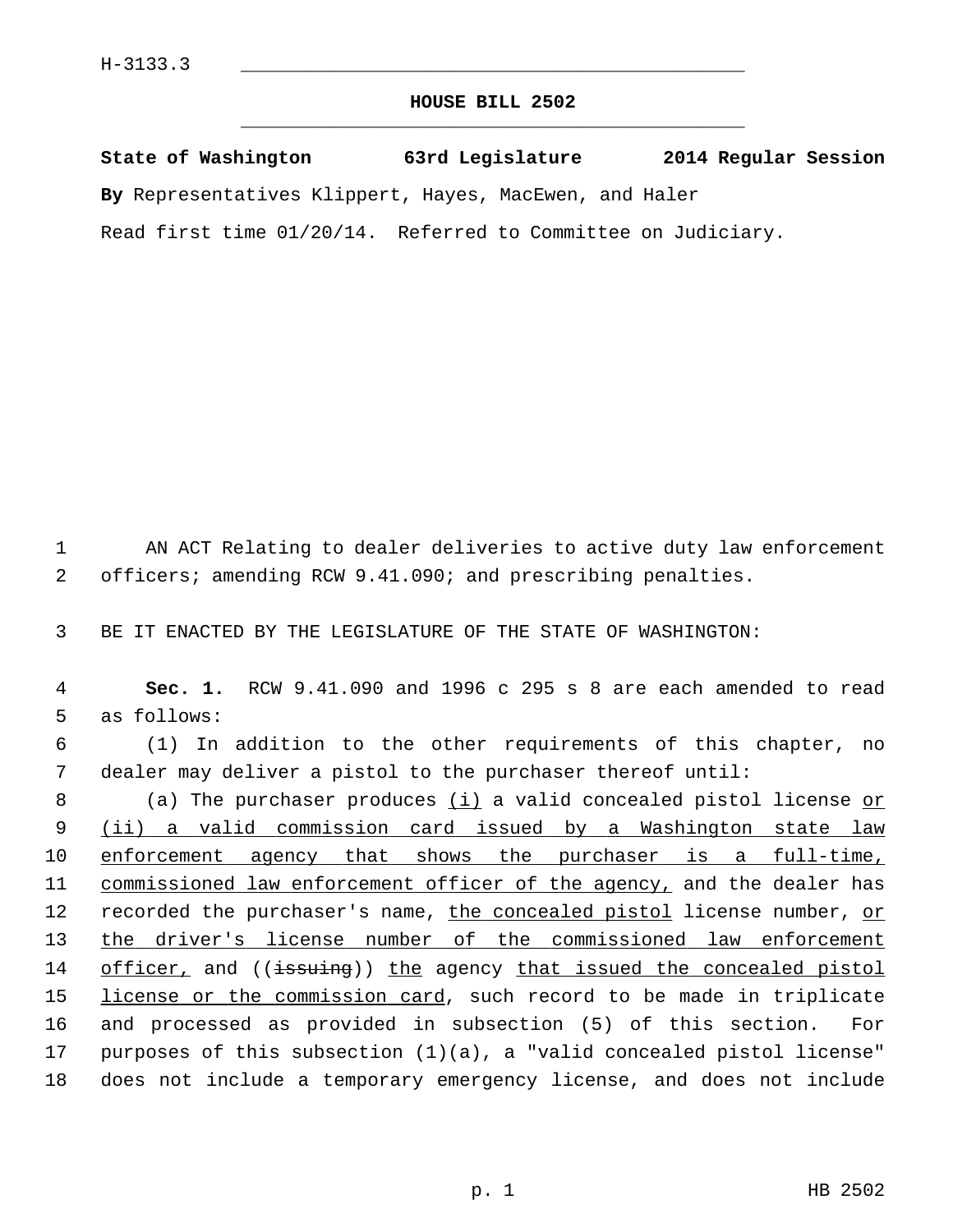H-3133.3

## HOUSE BILL 2502

**State of Washington 63rd Legislature 2014 Regular Session**

**By** Representatives Klippert, Hayes, MacEwen, and Haler

Read first time 01/20/14. Referred to Committee on Judiciary.

1 AN ACT Relating to dealer deliveries to active duty law enforcement
2 officers; amending RCW 9.41.090; and prescribing penalties.

3 BE IT ENACTED BY THE LEGISLATURE OF THE STATE OF WASHINGTON:

4 **Sec. 1.** RCW 9.41.090 and 1996 c 295 s 8 are each amended to read
5 as follows:

6 (1) In addition to the other requirements of this chapter, no
7 dealer may deliver a pistol to the purchaser thereof until:

8 (a) The purchaser produces <u>(i)</u> a valid concealed pistol license <u>or</u>
9 <u>(ii) a valid commission card issued by a Washington state law</u>
10 <u>enforcement agency that shows the purchaser is a full-time,</u>
11 <u>commissioned law enforcement officer of the agency,</u> and the dealer has
12 recorded the purchaser's name, <u>the concealed pistol</u> license number, <u>or</u>
13 <u>the driver's license number of the commissioned law enforcement</u>
14 <u>officer,</u> and ((~~issuing~~)) <u>the</u> agency <u>that issued the concealed pistol</u>
15 <u>license or the commission card</u>, such record to be made in triplicate
16 and processed as provided in subsection (5) of this section. For
17 purposes of this subsection (1)(a), a "valid concealed pistol license"
18 does not include a temporary emergency license, and does not include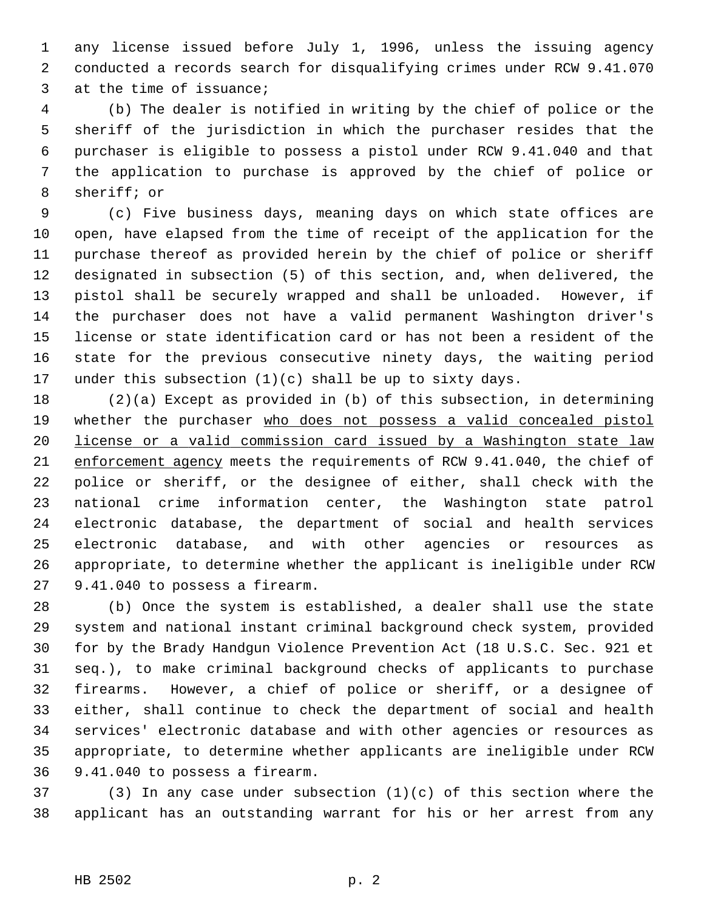any license issued before July 1, 1996, unless the issuing agency conducted a records search for disqualifying crimes under RCW 9.41.070 at the time of issuance;

(b) The dealer is notified in writing by the chief of police or the sheriff of the jurisdiction in which the purchaser resides that the purchaser is eligible to possess a pistol under RCW 9.41.040 and that the application to purchase is approved by the chief of police or sheriff; or

(c) Five business days, meaning days on which state offices are open, have elapsed from the time of receipt of the application for the purchase thereof as provided herein by the chief of police or sheriff designated in subsection (5) of this section, and, when delivered, the pistol shall be securely wrapped and shall be unloaded. However, if the purchaser does not have a valid permanent Washington driver's license or state identification card or has not been a resident of the state for the previous consecutive ninety days, the waiting period under this subsection (1)(c) shall be up to sixty days.

(2)(a) Except as provided in (b) of this subsection, in determining whether the purchaser <u>who does not possess a valid concealed pistol license or a valid commission card issued by a Washington state law enforcement agency</u> meets the requirements of RCW 9.41.040, the chief of police or sheriff, or the designee of either, shall check with the national crime information center, the Washington state patrol electronic database, the department of social and health services electronic database, and with other agencies or resources as appropriate, to determine whether the applicant is ineligible under RCW 9.41.040 to possess a firearm.

(b) Once the system is established, a dealer shall use the state system and national instant criminal background check system, provided for by the Brady Handgun Violence Prevention Act (18 U.S.C. Sec. 921 et seq.), to make criminal background checks of applicants to purchase firearms. However, a chief of police or sheriff, or a designee of either, shall continue to check the department of social and health services' electronic database and with other agencies or resources as appropriate, to determine whether applicants are ineligible under RCW 9.41.040 to possess a firearm.

(3) In any case under subsection (1)(c) of this section where the applicant has an outstanding warrant for his or her arrest from any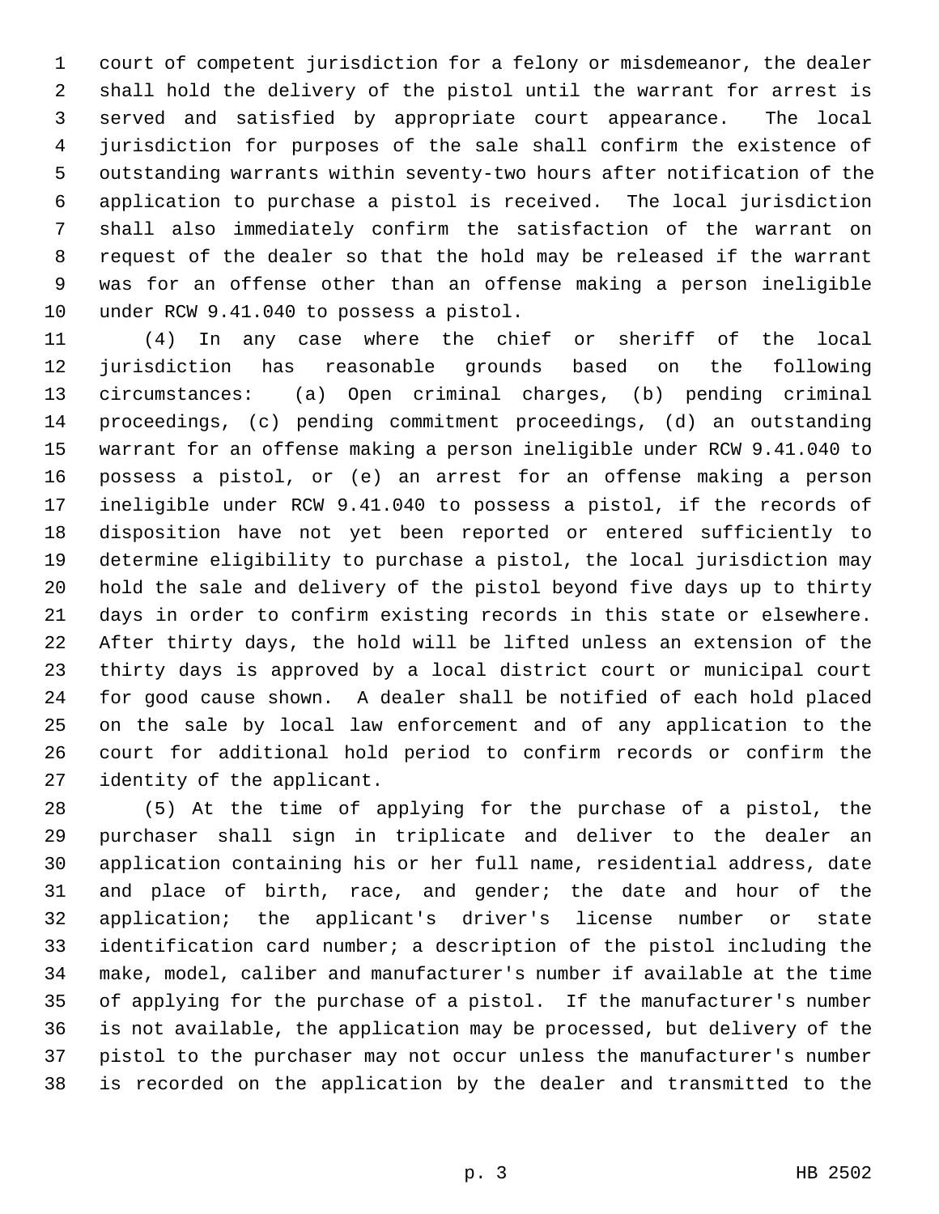court of competent jurisdiction for a felony or misdemeanor, the dealer shall hold the delivery of the pistol until the warrant for arrest is served and satisfied by appropriate court appearance. The local jurisdiction for purposes of the sale shall confirm the existence of outstanding warrants within seventy-two hours after notification of the application to purchase a pistol is received. The local jurisdiction shall also immediately confirm the satisfaction of the warrant on request of the dealer so that the hold may be released if the warrant was for an offense other than an offense making a person ineligible under RCW 9.41.040 to possess a pistol.

(4) In any case where the chief or sheriff of the local jurisdiction has reasonable grounds based on the following circumstances: (a) Open criminal charges, (b) pending criminal proceedings, (c) pending commitment proceedings, (d) an outstanding warrant for an offense making a person ineligible under RCW 9.41.040 to possess a pistol, or (e) an arrest for an offense making a person ineligible under RCW 9.41.040 to possess a pistol, if the records of disposition have not yet been reported or entered sufficiently to determine eligibility to purchase a pistol, the local jurisdiction may hold the sale and delivery of the pistol beyond five days up to thirty days in order to confirm existing records in this state or elsewhere. After thirty days, the hold will be lifted unless an extension of the thirty days is approved by a local district court or municipal court for good cause shown. A dealer shall be notified of each hold placed on the sale by local law enforcement and of any application to the court for additional hold period to confirm records or confirm the identity of the applicant.

(5) At the time of applying for the purchase of a pistol, the purchaser shall sign in triplicate and deliver to the dealer an application containing his or her full name, residential address, date and place of birth, race, and gender; the date and hour of the application; the applicant's driver's license number or state identification card number; a description of the pistol including the make, model, caliber and manufacturer's number if available at the time of applying for the purchase of a pistol. If the manufacturer's number is not available, the application may be processed, but delivery of the pistol to the purchaser may not occur unless the manufacturer's number is recorded on the application by the dealer and transmitted to the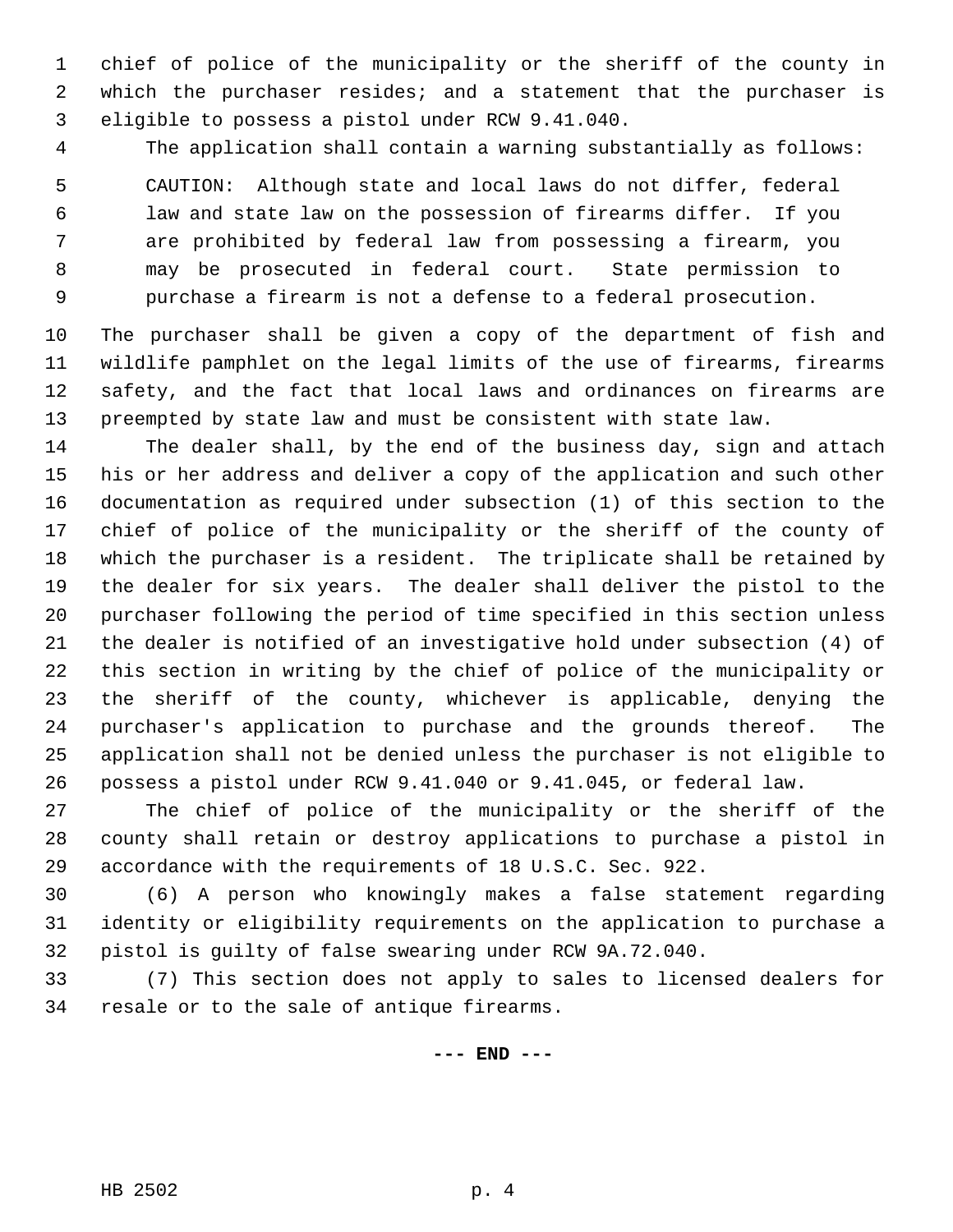chief of police of the municipality or the sheriff of the county in which the purchaser resides; and a statement that the purchaser is eligible to possess a pistol under RCW 9.41.040.

The application shall contain a warning substantially as follows:

> CAUTION: Although state and local laws do not differ, federal law and state law on the possession of firearms differ. If you are prohibited by federal law from possessing a firearm, you may be prosecuted in federal court. State permission to purchase a firearm is not a defense to a federal prosecution.

The purchaser shall be given a copy of the department of fish and wildlife pamphlet on the legal limits of the use of firearms, firearms safety, and the fact that local laws and ordinances on firearms are preempted by state law and must be consistent with state law.

The dealer shall, by the end of the business day, sign and attach his or her address and deliver a copy of the application and such other documentation as required under subsection (1) of this section to the chief of police of the municipality or the sheriff of the county of which the purchaser is a resident. The triplicate shall be retained by the dealer for six years. The dealer shall deliver the pistol to the purchaser following the period of time specified in this section unless the dealer is notified of an investigative hold under subsection (4) of this section in writing by the chief of police of the municipality or the sheriff of the county, whichever is applicable, denying the purchaser's application to purchase and the grounds thereof. The application shall not be denied unless the purchaser is not eligible to possess a pistol under RCW 9.41.040 or 9.41.045, or federal law.

The chief of police of the municipality or the sheriff of the county shall retain or destroy applications to purchase a pistol in accordance with the requirements of 18 U.S.C. Sec. 922.

(6) A person who knowingly makes a false statement regarding identity or eligibility requirements on the application to purchase a pistol is guilty of false swearing under RCW 9A.72.040.

(7) This section does not apply to sales to licensed dealers for resale or to the sale of antique firearms.

**--- END ---**